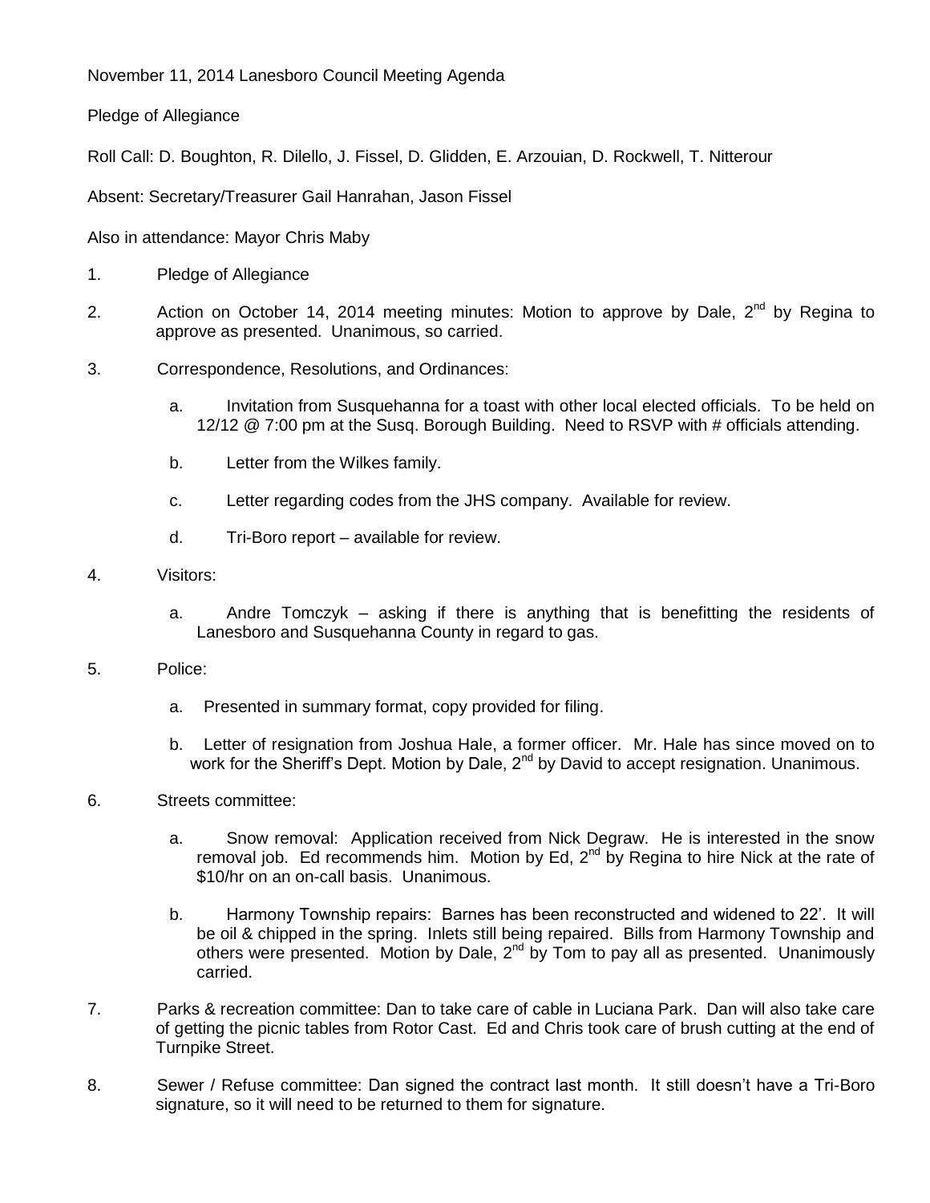November 11, 2014 Lanesboro Council Meeting Agenda

Pledge of Allegiance

Roll Call: D. Boughton, R. Dilello, J. Fissel, D. Glidden, E. Arzouian, D. Rockwell, T. Nitterour

Absent: Secretary/Treasurer Gail Hanrahan, Jason Fissel

Also in attendance: Mayor Chris Maby

1. Pledge of Allegiance

2. Action on October 14, 2014 meeting minutes: Motion to approve by Dale, 2nd by Regina to approve as presented. Unanimous, so carried.

3. Correspondence, Resolutions, and Ordinances:

   a. Invitation from Susquehanna for a toast with other local elected officials. To be held on 12/12 @ 7:00 pm at the Susq. Borough Building. Need to RSVP with # officials attending.

   b. Letter from the Wilkes family.

   c. Letter regarding codes from the JHS company. Available for review.

   d. Tri-Boro report – available for review.

4. Visitors:

   a. Andre Tomczyk – asking if there is anything that is benefitting the residents of Lanesboro and Susquehanna County in regard to gas.

5. Police:

   a. Presented in summary format, copy provided for filing.

   b. Letter of resignation from Joshua Hale, a former officer. Mr. Hale has since moved on to work for the Sheriff's Dept. Motion by Dale, 2nd by David to accept resignation. Unanimous.

6. Streets committee:

   a. Snow removal: Application received from Nick Degraw. He is interested in the snow removal job. Ed recommends him. Motion by Ed, 2nd by Regina to hire Nick at the rate of $10/hr on an on-call basis. Unanimous.

   b. Harmony Township repairs: Barnes has been reconstructed and widened to 22'. It will be oil & chipped in the spring. Inlets still being repaired. Bills from Harmony Township and others were presented. Motion by Dale, 2nd by Tom to pay all as presented. Unanimously carried.

7. Parks & recreation committee: Dan to take care of cable in Luciana Park. Dan will also take care of getting the picnic tables from Rotor Cast. Ed and Chris took care of brush cutting at the end of Turnpike Street.

8. Sewer / Refuse committee: Dan signed the contract last month. It still doesn't have a Tri-Boro signature, so it will need to be returned to them for signature.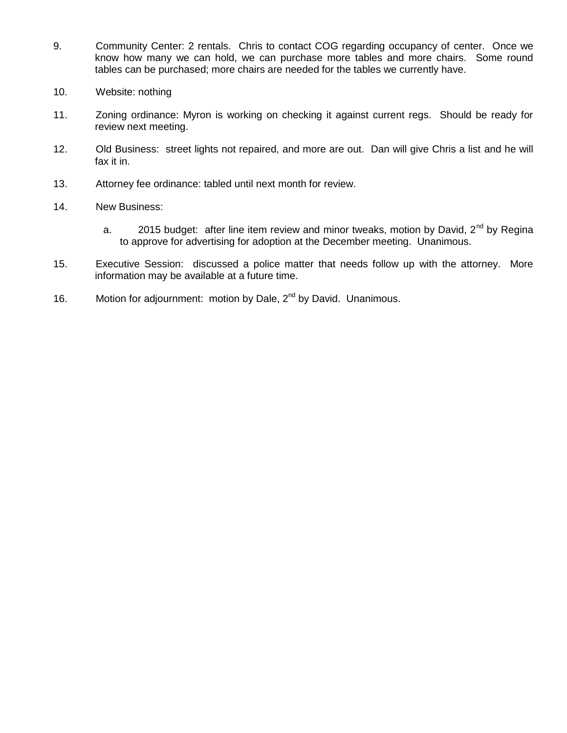9. Community Center: 2 rentals. Chris to contact COG regarding occupancy of center. Once we know how many we can hold, we can purchase more tables and more chairs. Some round tables can be purchased; more chairs are needed for the tables we currently have.

10. Website: nothing

11. Zoning ordinance: Myron is working on checking it against current regs. Should be ready for review next meeting.

12. Old Business: street lights not repaired, and more are out. Dan will give Chris a list and he will fax it in.

13. Attorney fee ordinance: tabled until next month for review.

14. New Business:

    a. 2015 budget: after line item review and minor tweaks, motion by David, 2nd by Regina to approve for advertising for adoption at the December meeting. Unanimous.

15. Executive Session: discussed a police matter that needs follow up with the attorney. More information may be available at a future time.

16. Motion for adjournment: motion by Dale, 2nd by David. Unanimous.